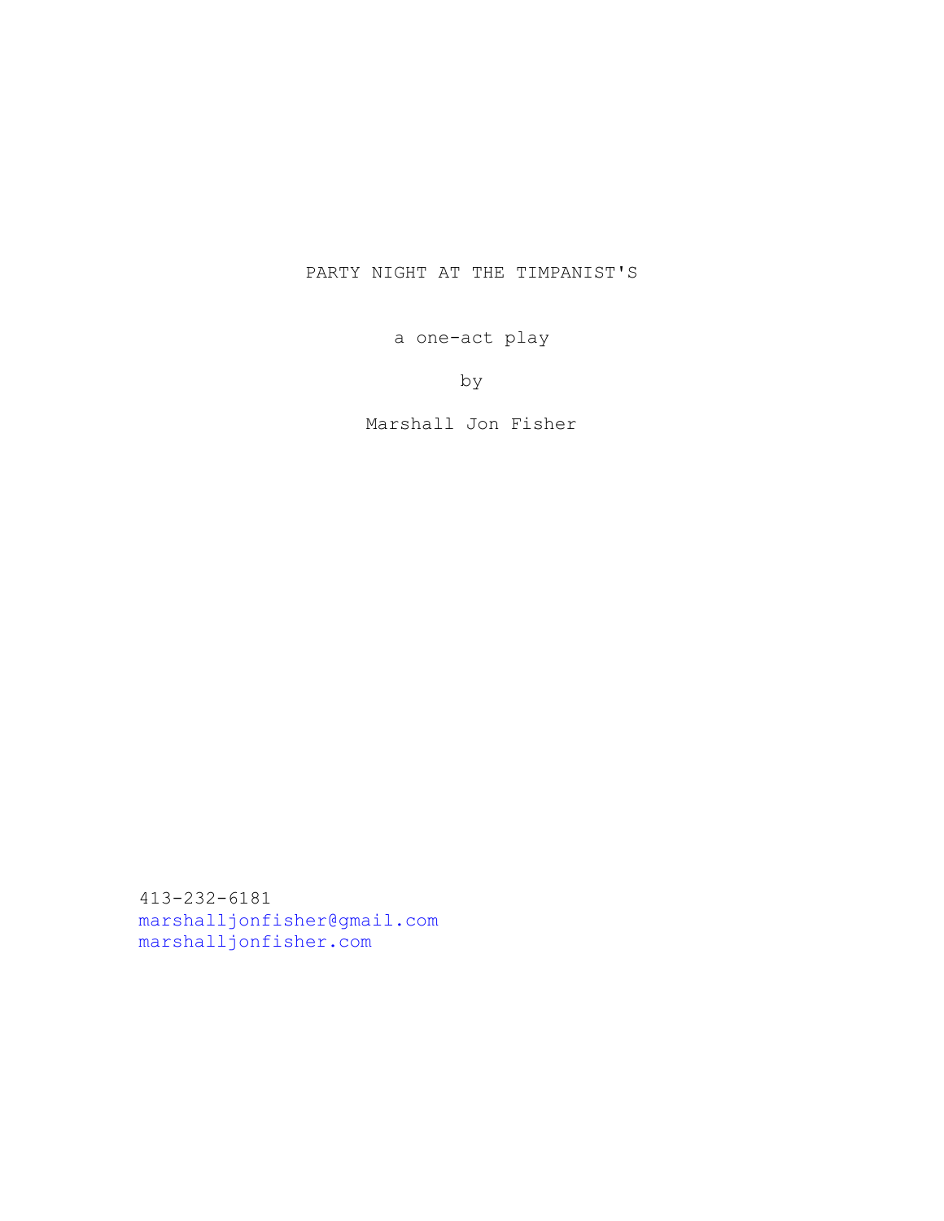# PARTY NIGHT AT THE TIMPANIST'S

a one-act play

by

Marshall Jon Fisher

413-232-6181
marshalljonfisher@gmail.com
marshalljonfisher.com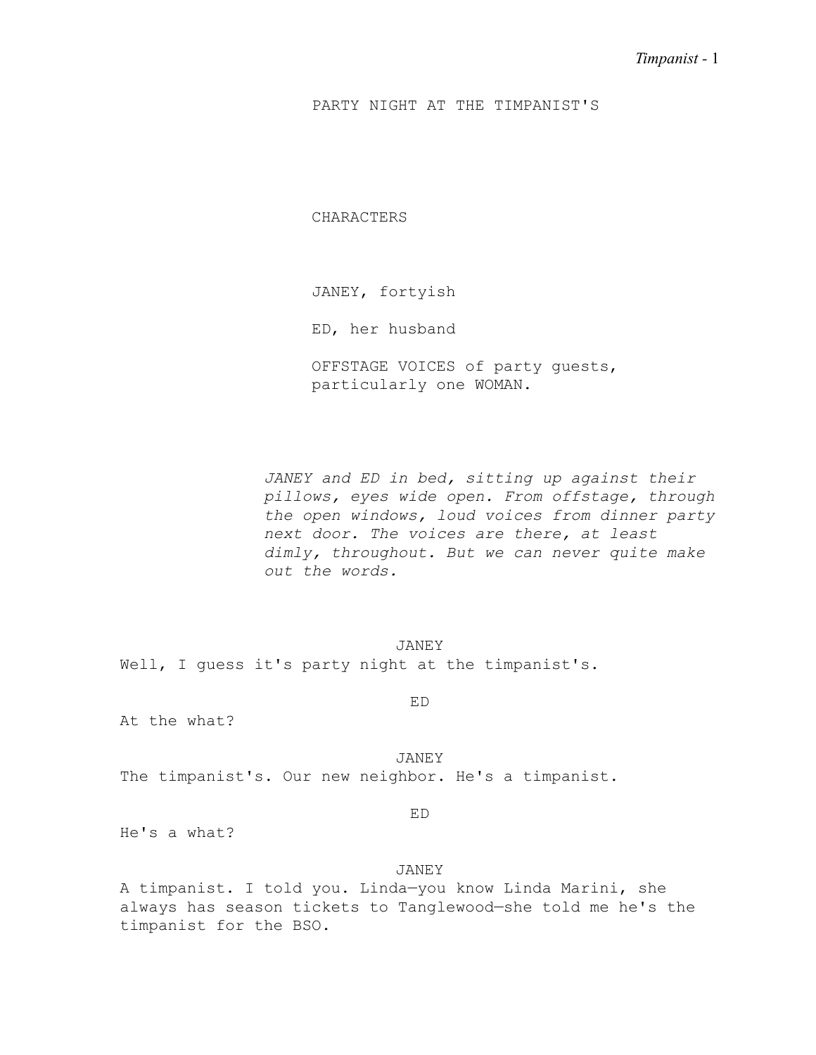# PARTY NIGHT AT THE TIMPANIST'S

## CHARACTERS

JANEY, fortyish

ED, her husband

OFFSTAGE VOICES of party guests, particularly one WOMAN.

*JANEY and ED in bed, sitting up against their pillows, eyes wide open. From offstage, through the open windows, loud voices from dinner party next door. The voices are there, at least dimly, throughout. But we can never quite make out the words.*

JANEY

Well, I guess it's party night at the timpanist's.

ED

At the what?

JANEY

The timpanist's. Our new neighbor. He's a timpanist.

ED

He's a what?

JANEY

A timpanist. I told you. Linda—you know Linda Marini, she always has season tickets to Tanglewood—she told me he's the timpanist for the BSO.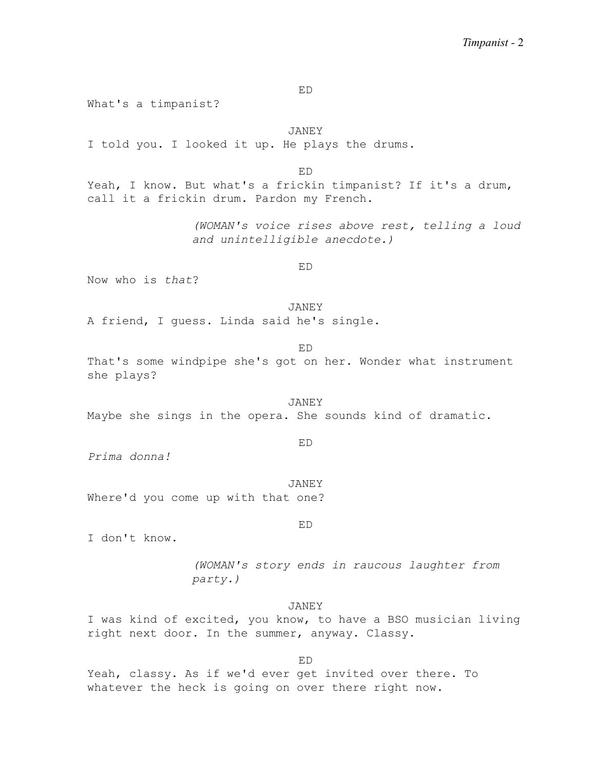ED

What's a timpanist?

JANEY

I told you. I looked it up. He plays the drums.

ED

Yeah, I know. But what's a frickin timpanist? If it's a drum, call it a frickin drum. Pardon my French.

*(WOMAN's voice rises above rest, telling a loud and unintelligible anecdote.)*

ED

Now who is *that*?

JANEY

A friend, I guess. Linda said he's single.

ED

That's some windpipe she's got on her. Wonder what instrument she plays?

JANEY

Maybe she sings in the opera. She sounds kind of dramatic.

ED

*Prima donna!*

JANEY

Where'd you come up with that one?

ED

I don't know.

*(WOMAN's story ends in raucous laughter from party.)*

JANEY

I was kind of excited, you know, to have a BSO musician living right next door. In the summer, anyway. Classy.

ED

Yeah, classy. As if we'd ever get invited over there. To whatever the heck is going on over there right now.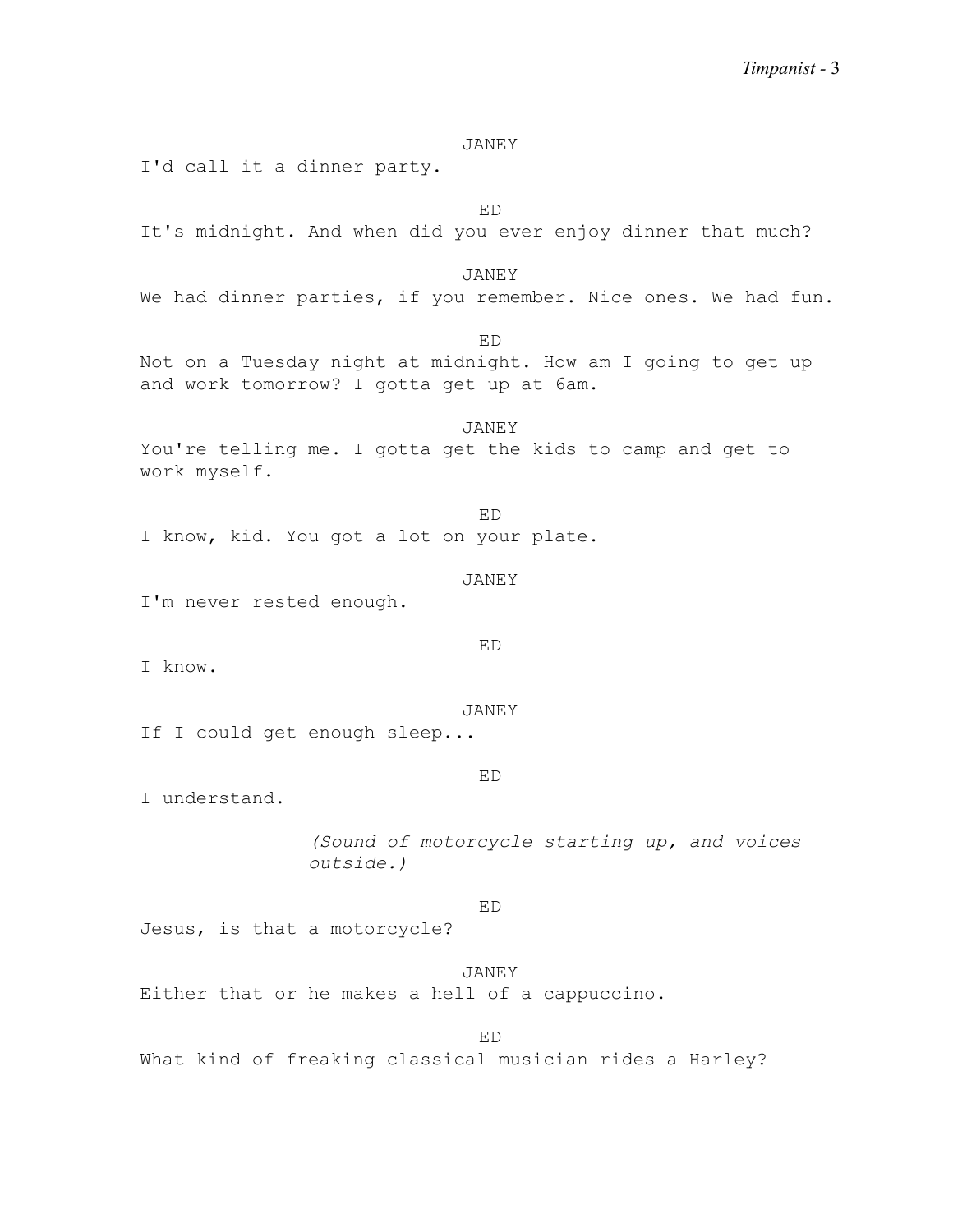JANEY

I'd call it a dinner party.

ED

It's midnight. And when did you ever enjoy dinner that much?

JANEY

We had dinner parties, if you remember. Nice ones. We had fun.

ED

Not on a Tuesday night at midnight. How am I going to get up and work tomorrow? I gotta get up at 6am.

JANEY

You're telling me. I gotta get the kids to camp and get to work myself.

ED

I know, kid. You got a lot on your plate.

JANEY

I'm never rested enough.

ED

I know.

JANEY

If I could get enough sleep...

ED

I understand.

*(Sound of motorcycle starting up, and voices outside.)*

ED

Jesus, is that a motorcycle?

JANEY

Either that or he makes a hell of a cappuccino.

ED

What kind of freaking classical musician rides a Harley?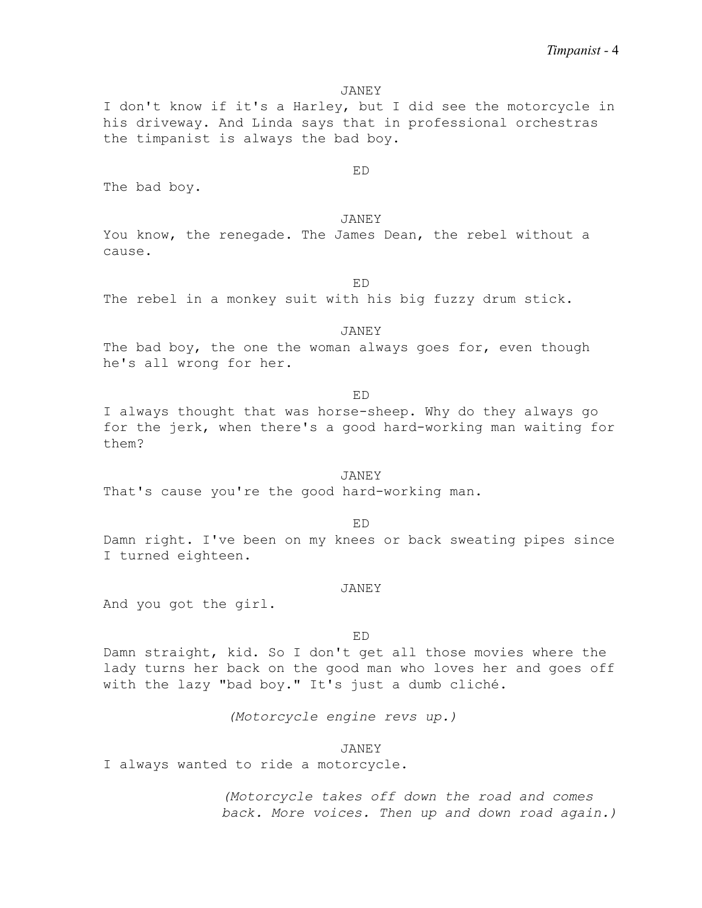JANEY

I don't know if it's a Harley, but I did see the motorcycle in his driveway. And Linda says that in professional orchestras the timpanist is always the bad boy.

ED

The bad boy.

JANEY

You know, the renegade. The James Dean, the rebel without a cause.

ED

The rebel in a monkey suit with his big fuzzy drum stick.

JANEY

The bad boy, the one the woman always goes for, even though he's all wrong for her.

ED

I always thought that was horse-sheep. Why do they always go for the jerk, when there's a good hard-working man waiting for them?

JANEY

That's cause you're the good hard-working man.

ED

Damn right. I've been on my knees or back sweating pipes since I turned eighteen.

JANEY

And you got the girl.

ED

Damn straight, kid. So I don't get all those movies where the lady turns her back on the good man who loves her and goes off with the lazy "bad boy." It's just a dumb cliché.

*(Motorcycle engine revs up.)*

JANEY

I always wanted to ride a motorcycle.

*(Motorcycle takes off down the road and comes back. More voices. Then up and down road again.)*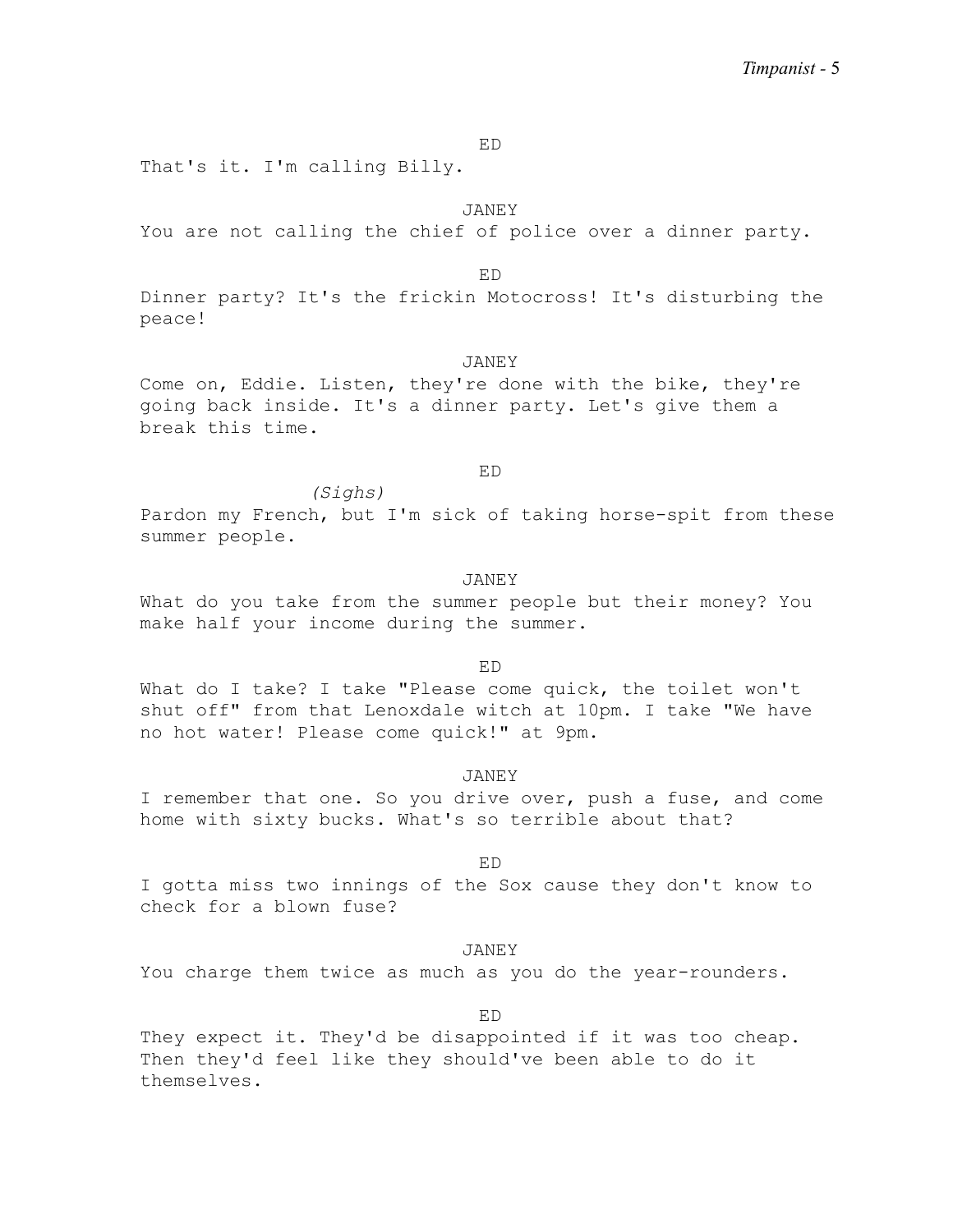ED

That's it. I'm calling Billy.

JANEY

You are not calling the chief of police over a dinner party.

ED

Dinner party? It's the frickin Motocross! It's disturbing the peace!

JANEY

Come on, Eddie. Listen, they're done with the bike, they're going back inside. It's a dinner party. Let's give them a break this time.

ED

*(Sighs)*

Pardon my French, but I'm sick of taking horse-spit from these summer people.

JANEY

What do you take from the summer people but their money? You make half your income during the summer.

ED

What do I take? I take "Please come quick, the toilet won't shut off" from that Lenoxdale witch at 10pm. I take "We have no hot water! Please come quick!" at 9pm.

JANEY

I remember that one. So you drive over, push a fuse, and come home with sixty bucks. What's so terrible about that?

ED

I gotta miss two innings of the Sox cause they don't know to check for a blown fuse?

JANEY

You charge them twice as much as you do the year-rounders.

ED

They expect it. They'd be disappointed if it was too cheap. Then they'd feel like they should've been able to do it themselves.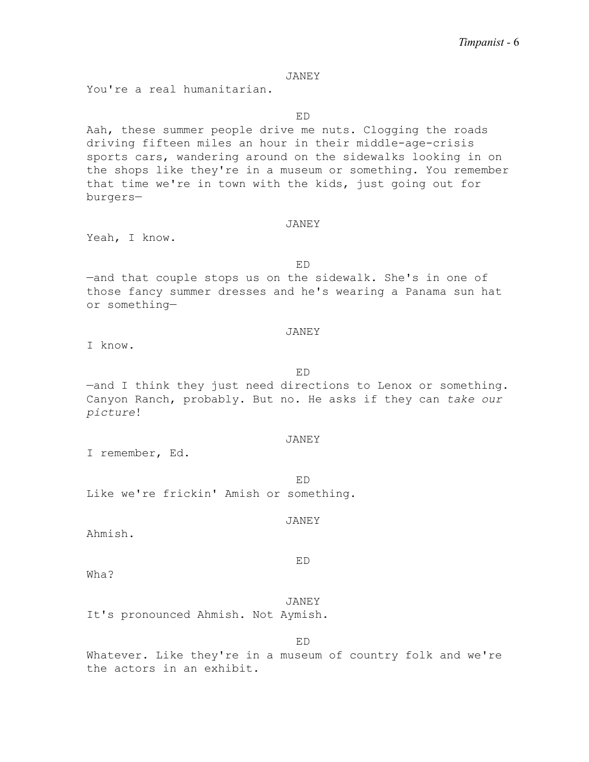JANEY

You're a real humanitarian.

ED

Aah, these summer people drive me nuts. Clogging the roads driving fifteen miles an hour in their middle-age-crisis sports cars, wandering around on the sidewalks looking in on the shops like they're in a museum or something. You remember that time we're in town with the kids, just going out for burgers—

JANEY

Yeah, I know.

ED

—and that couple stops us on the sidewalk. She's in one of those fancy summer dresses and he's wearing a Panama sun hat or something—

JANEY

I know.

ED

—and I think they just need directions to Lenox or something. Canyon Ranch, probably. But no. He asks if they can *take our picture*!

JANEY

I remember, Ed.

ED

Like we're frickin' Amish or something.

JANEY

Ahmish.

ED

Wha?

JANEY

It's pronounced Ahmish. Not Aymish.

ED

Whatever. Like they're in a museum of country folk and we're the actors in an exhibit.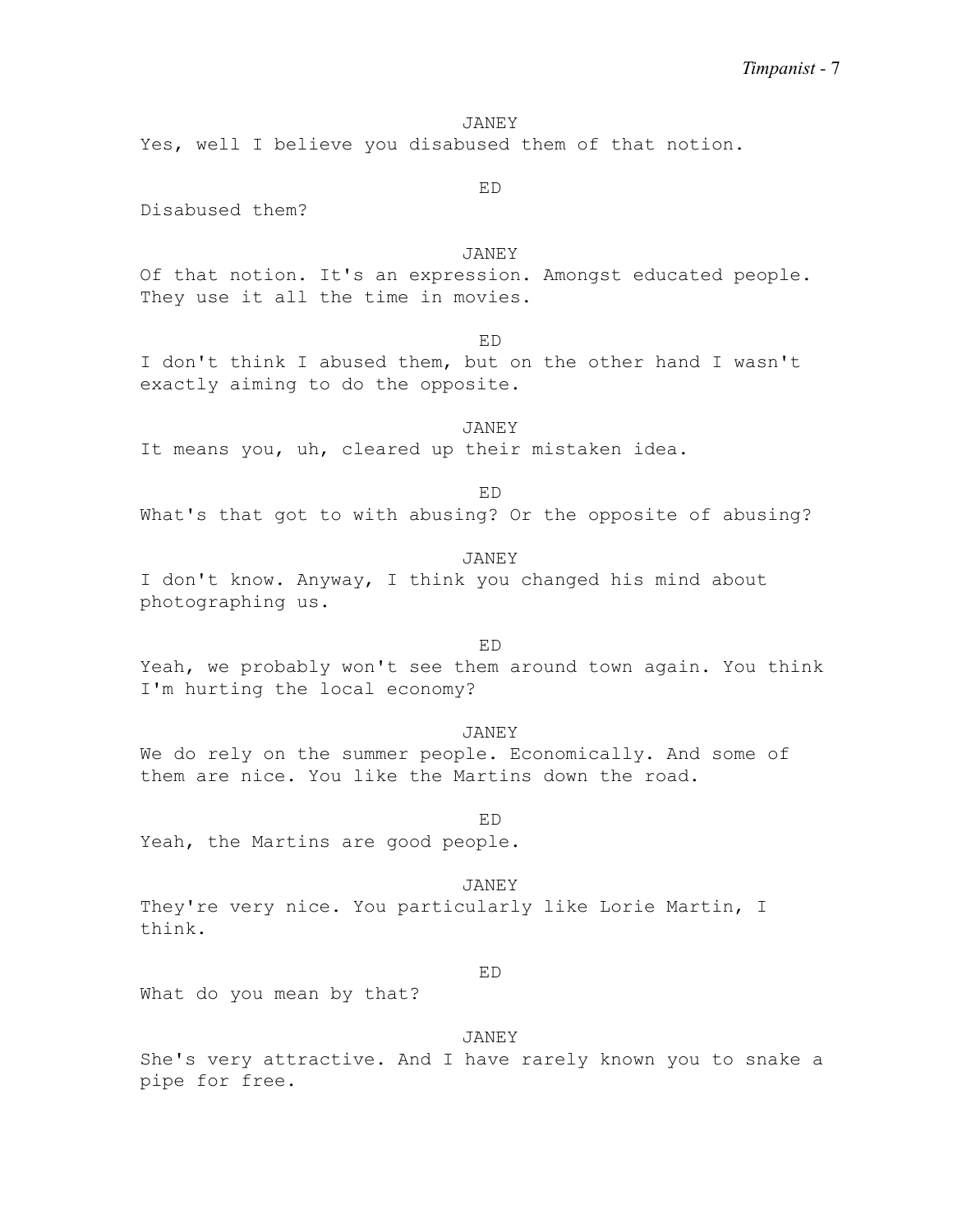JANEY

Yes, well I believe you disabused them of that notion.

ED

Disabused them?

JANEY

Of that notion. It's an expression. Amongst educated people. They use it all the time in movies.

ED

I don't think I abused them, but on the other hand I wasn't exactly aiming to do the opposite.

JANEY

It means you, uh, cleared up their mistaken idea.

ED

What's that got to with abusing? Or the opposite of abusing?

JANEY

I don't know. Anyway, I think you changed his mind about photographing us.

ED

Yeah, we probably won't see them around town again. You think I'm hurting the local economy?

JANEY

We do rely on the summer people. Economically. And some of them are nice. You like the Martins down the road.

ED

Yeah, the Martins are good people.

JANEY

They're very nice. You particularly like Lorie Martin, I think.

ED

What do you mean by that?

JANEY

She's very attractive. And I have rarely known you to snake a pipe for free.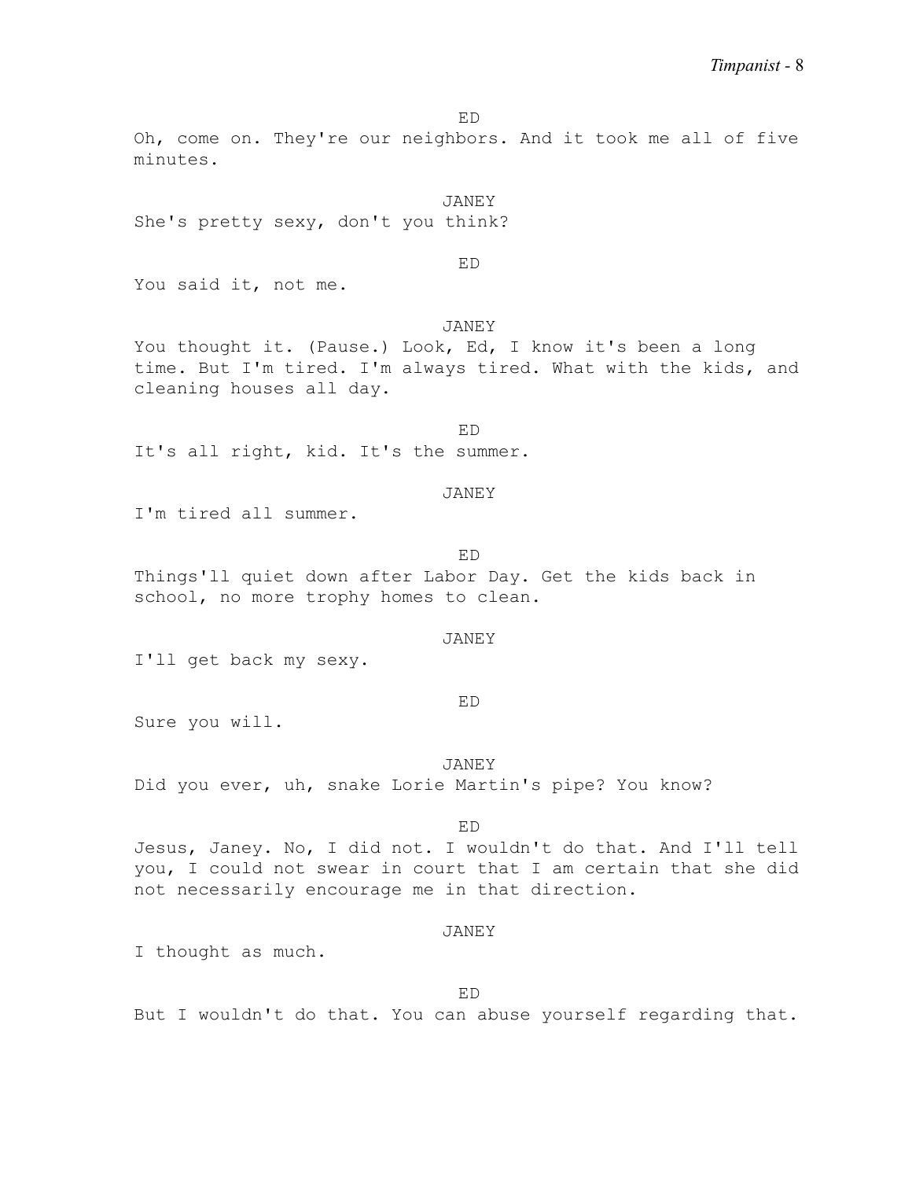ED

Oh, come on. They're our neighbors. And it took me all of five minutes.

JANEY

She's pretty sexy, don't you think?

ED

You said it, not me.

JANEY

You thought it. (Pause.) Look, Ed, I know it's been a long time. But I'm tired. I'm always tired. What with the kids, and cleaning houses all day.

ED

It's all right, kid. It's the summer.

JANEY

I'm tired all summer.

ED

Things'll quiet down after Labor Day. Get the kids back in school, no more trophy homes to clean.

JANEY

I'll get back my sexy.

ED

Sure you will.

JANEY

Did you ever, uh, snake Lorie Martin's pipe? You know?

ED

Jesus, Janey. No, I did not. I wouldn't do that. And I'll tell you, I could not swear in court that I am certain that she did not necessarily encourage me in that direction.

JANEY

I thought as much.

ED

But I wouldn't do that. You can abuse yourself regarding that.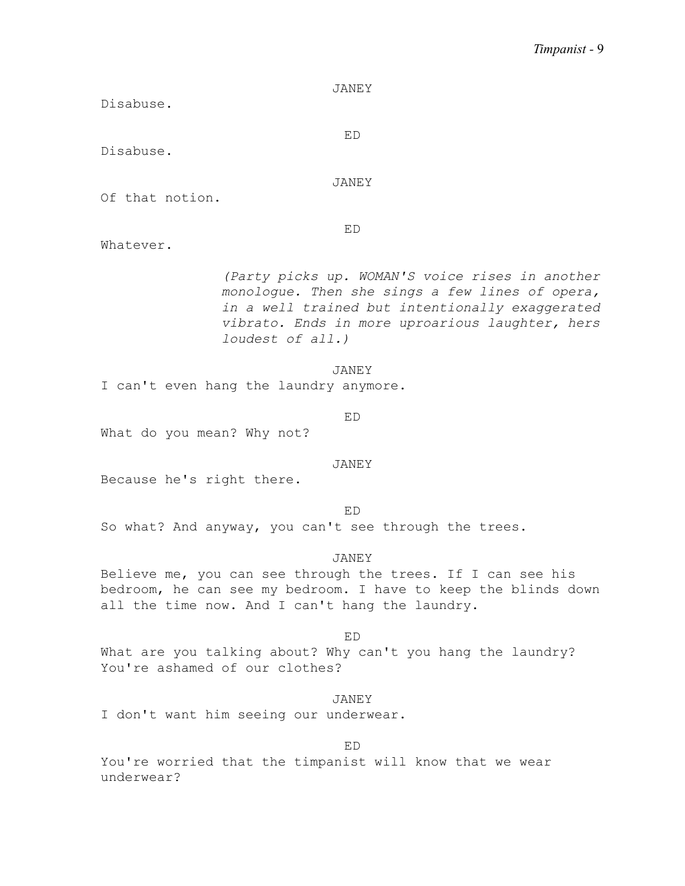JANEY

Disabuse.

ED

Disabuse.

JANEY

Of that notion.

ED

Whatever.

*(Party picks up. WOMAN'S voice rises in another monologue. Then she sings a few lines of opera, in a well trained but intentionally exaggerated vibrato. Ends in more uproarious laughter, hers loudest of all.)*

JANEY

I can't even hang the laundry anymore.

ED

What do you mean? Why not?

JANEY

Because he's right there.

ED

So what? And anyway, you can't see through the trees.

JANEY

Believe me, you can see through the trees. If I can see his bedroom, he can see my bedroom. I have to keep the blinds down all the time now. And I can't hang the laundry.

ED

What are you talking about? Why can't you hang the laundry? You're ashamed of our clothes?

JANEY

I don't want him seeing our underwear.

ED

You're worried that the timpanist will know that we wear underwear?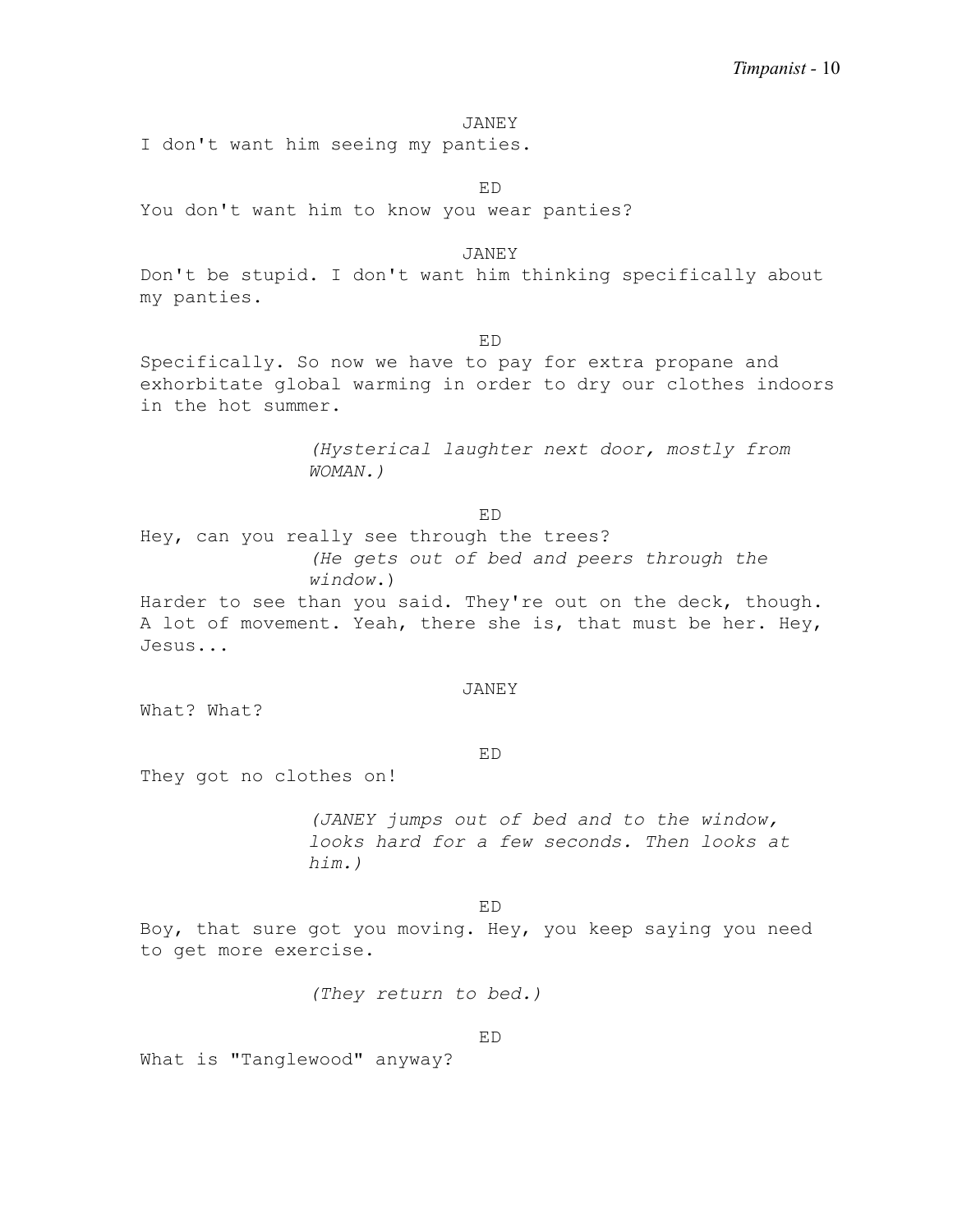JANEY

I don't want him seeing my panties.

ED

You don't want him to know you wear panties?

JANEY

Don't be stupid. I don't want him thinking specifically about my panties.

ED

Specifically. So now we have to pay for extra propane and exhorbitate global warming in order to dry our clothes indoors in the hot summer.

*(Hysterical laughter next door, mostly from WOMAN.)*

ED

Hey, can you really see through the trees?

*(He gets out of bed and peers through the window.)*

Harder to see than you said. They're out on the deck, though. A lot of movement. Yeah, there she is, that must be her. Hey, Jesus...

JANEY

What? What?

ED

They got no clothes on!

*(JANEY jumps out of bed and to the window, looks hard for a few seconds. Then looks at him.)*

ED

Boy, that sure got you moving. Hey, you keep saying you need to get more exercise.

*(They return to bed.)*

ED

What is "Tanglewood" anyway?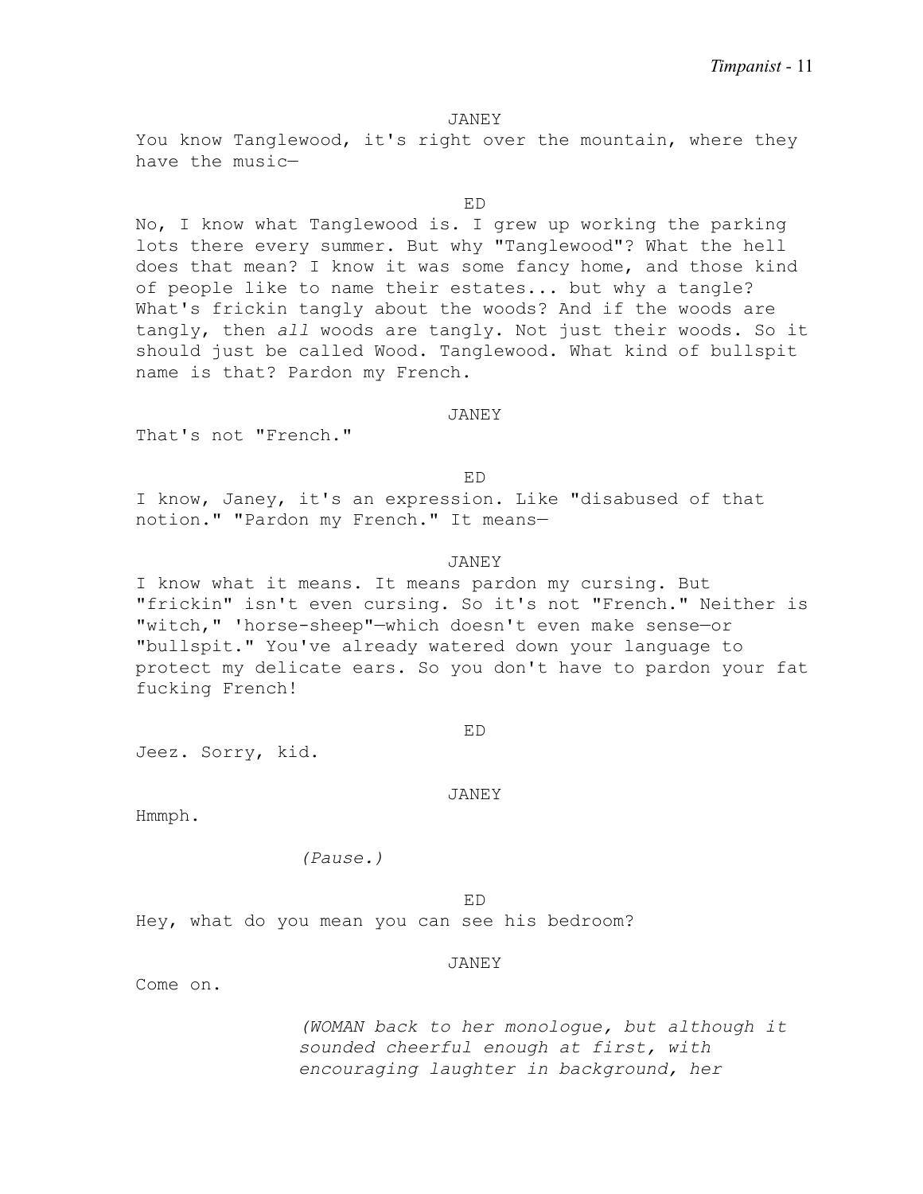JANEY

You know Tanglewood, it's right over the mountain, where they have the music—

ED

No, I know what Tanglewood is. I grew up working the parking lots there every summer. But why "Tanglewood"? What the hell does that mean? I know it was some fancy home, and those kind of people like to name their estates... but why a tangle? What's frickin tangly about the woods? And if the woods are tangly, then *all* woods are tangly. Not just their woods. So it should just be called Wood. Tanglewood. What kind of bullspit name is that? Pardon my French.

JANEY

That's not "French."

ED

I know, Janey, it's an expression. Like "disabused of that notion." "Pardon my French." It means—

JANEY

I know what it means. It means pardon my cursing. But "frickin" isn't even cursing. So it's not "French." Neither is "witch," 'horse-sheep"—which doesn't even make sense—or "bullspit." You've already watered down your language to protect my delicate ears. So you don't have to pardon your fat fucking French!

ED

Jeez. Sorry, kid.

JANEY

Hmmph.

*(Pause.)*

ED

Hey, what do you mean you can see his bedroom?

JANEY

Come on.

*(WOMAN back to her monologue, but although it sounded cheerful enough at first, with encouraging laughter in background, her*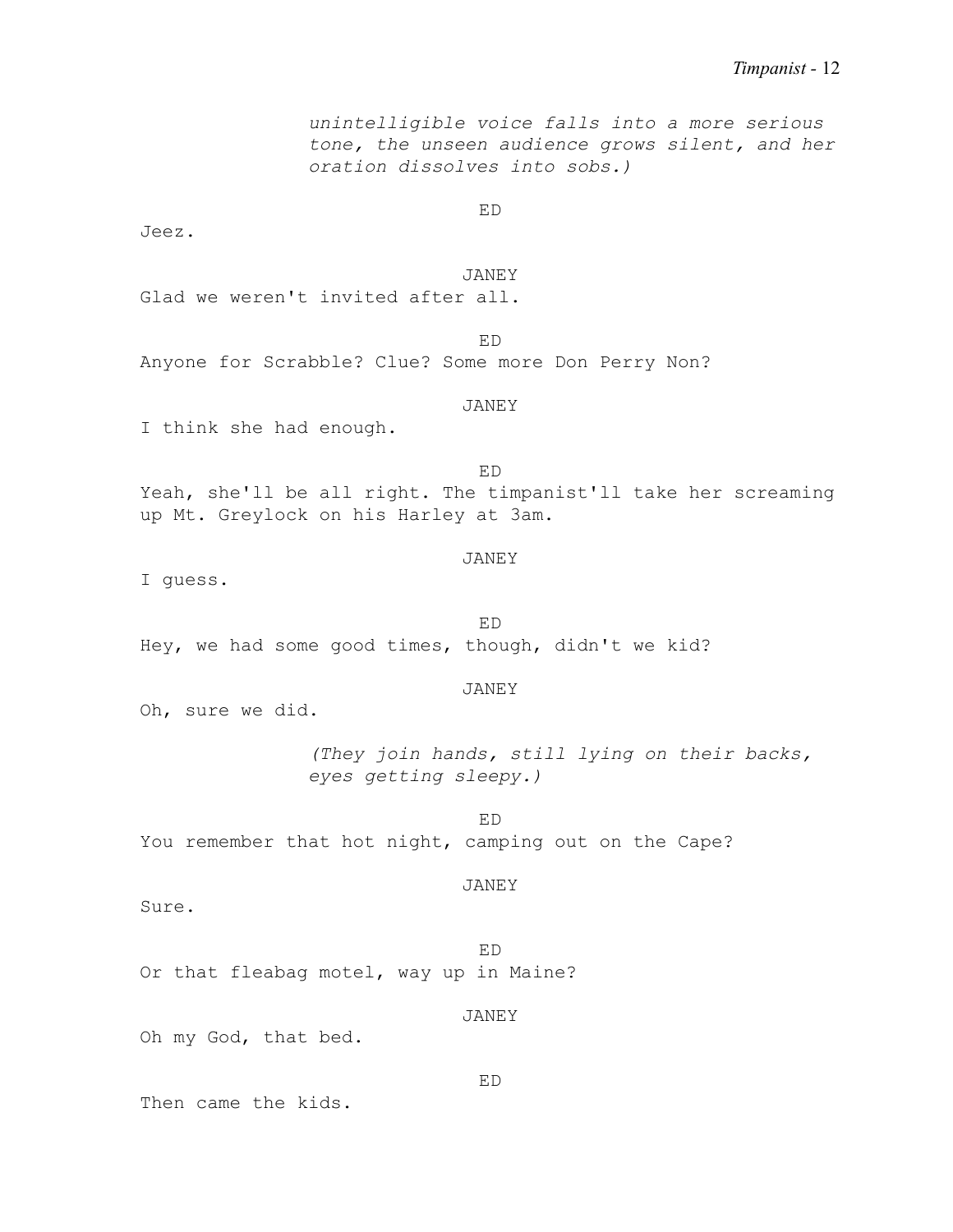*unintelligible voice falls into a more serious tone, the unseen audience grows silent, and her oration dissolves into sobs.)*

ED

Jeez.

JANEY

Glad we weren't invited after all.

ED

Anyone for Scrabble? Clue? Some more Don Perry Non?

JANEY

I think she had enough.

ED

Yeah, she'll be all right. The timpanist'll take her screaming up Mt. Greylock on his Harley at 3am.

JANEY

I guess.

ED

Hey, we had some good times, though, didn't we kid?

JANEY

Oh, sure we did.

*(They join hands, still lying on their backs, eyes getting sleepy.)*

ED

You remember that hot night, camping out on the Cape?

JANEY

Sure.

ED

Or that fleabag motel, way up in Maine?

JANEY

Oh my God, that bed.

ED

Then came the kids.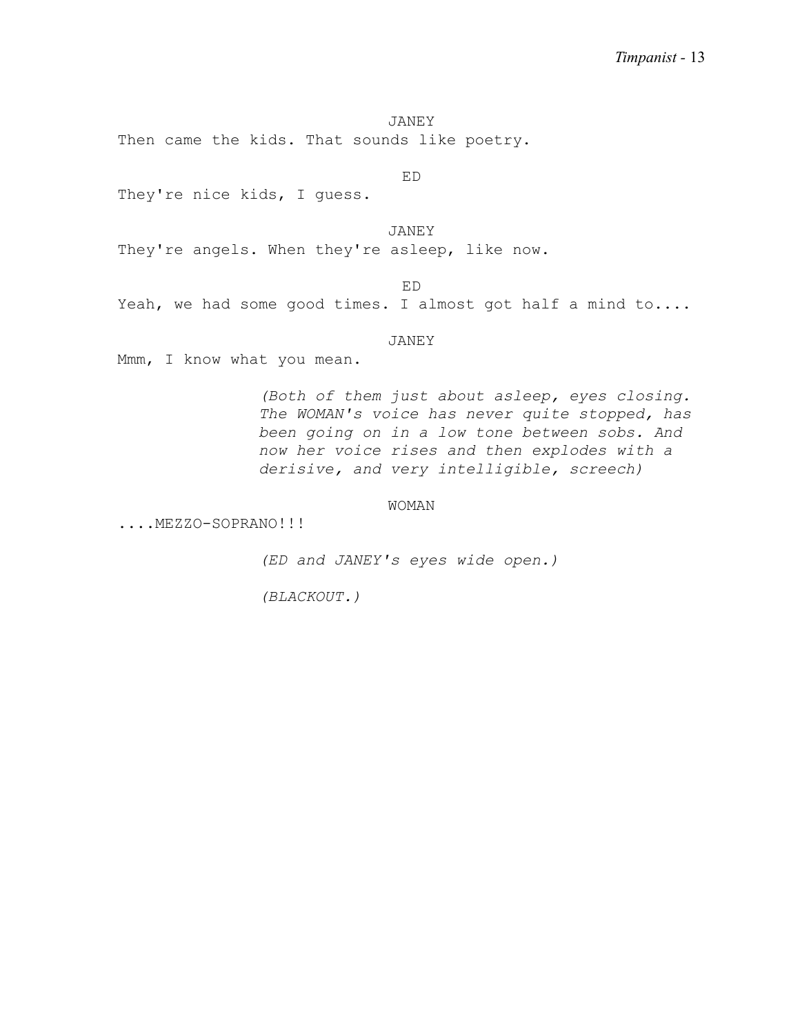JANEY

Then came the kids. That sounds like poetry.

ED

They're nice kids, I guess.

JANEY

They're angels. When they're asleep, like now.

ED

Yeah, we had some good times. I almost got half a mind to....

JANEY

Mmm, I know what you mean.

*(Both of them just about asleep, eyes closing. The WOMAN's voice has never quite stopped, has been going on in a low tone between sobs. And now her voice rises and then explodes with a derisive, and very intelligible, screech)*

WOMAN

....MEZZO-SOPRANO!!!

*(ED and JANEY's eyes wide open.)*

*(BLACKOUT.)*